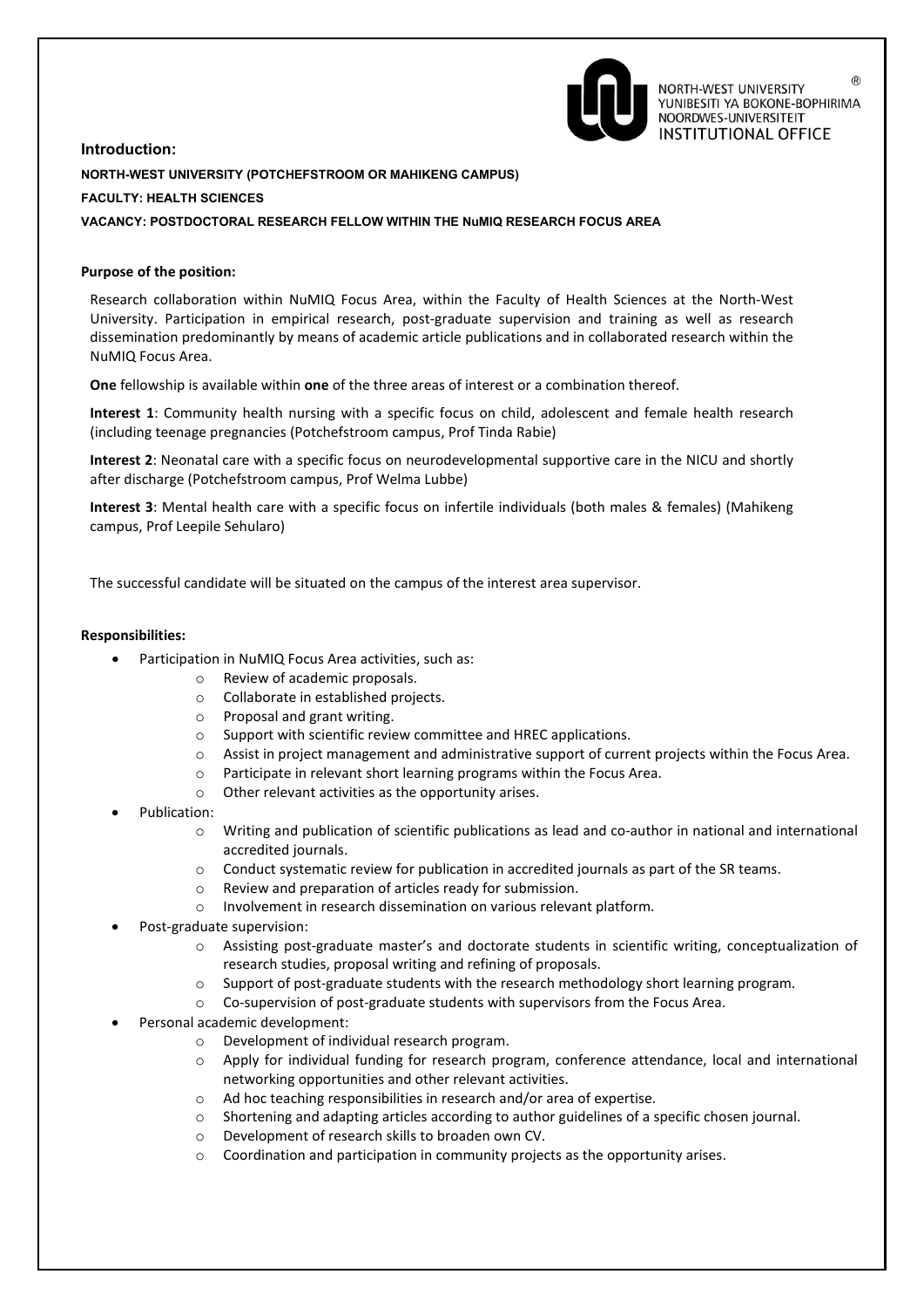NORTH-WEST UNIVERSITY
YUNIBESITI YA BOKONE-BOPHIRIMA
NOORDWES-UNIVERSITEIT
INSTITUTIONAL OFFICE

## Introduction:

**NORTH-WEST UNIVERSITY (POTCHEFSTROOM OR MAHIKENG CAMPUS)**

**FACULTY: HEALTH SCIENCES**

**VACANCY: POSTDOCTORAL RESEARCH FELLOW WITHIN THE NuMIQ RESEARCH FOCUS AREA**

### Purpose of the position:

Research collaboration within NuMIQ Focus Area, within the Faculty of Health Sciences at the North-West University. Participation in empirical research, post-graduate supervision and training as well as research dissemination predominantly by means of academic article publications and in collaborated research within the NuMIQ Focus Area.

**One** fellowship is available within **one** of the three areas of interest or a combination thereof.

**Interest 1**: Community health nursing with a specific focus on child, adolescent and female health research (including teenage pregnancies (Potchefstroom campus, Prof Tinda Rabie)

**Interest 2**: Neonatal care with a specific focus on neurodevelopmental supportive care in the NICU and shortly after discharge (Potchefstroom campus, Prof Welma Lubbe)

**Interest 3**: Mental health care with a specific focus on infertile individuals (both males & females) (Mahikeng campus, Prof Leepile Sehularo)

The successful candidate will be situated on the campus of the interest area supervisor.

### Responsibilities:

- Participation in NuMIQ Focus Area activities, such as:
  - Review of academic proposals.
  - Collaborate in established projects.
  - Proposal and grant writing.
  - Support with scientific review committee and HREC applications.
  - Assist in project management and administrative support of current projects within the Focus Area.
  - Participate in relevant short learning programs within the Focus Area.
  - Other relevant activities as the opportunity arises.
- Publication:
  - Writing and publication of scientific publications as lead and co-author in national and international accredited journals.
  - Conduct systematic review for publication in accredited journals as part of the SR teams.
  - Review and preparation of articles ready for submission.
  - Involvement in research dissemination on various relevant platform.
- Post-graduate supervision:
  - Assisting post-graduate master's and doctorate students in scientific writing, conceptualization of research studies, proposal writing and refining of proposals.
  - Support of post-graduate students with the research methodology short learning program.
  - Co-supervision of post-graduate students with supervisors from the Focus Area.
- Personal academic development:
  - Development of individual research program.
  - Apply for individual funding for research program, conference attendance, local and international networking opportunities and other relevant activities.
  - Ad hoc teaching responsibilities in research and/or area of expertise.
  - Shortening and adapting articles according to author guidelines of a specific chosen journal.
  - Development of research skills to broaden own CV.
  - Coordination and participation in community projects as the opportunity arises.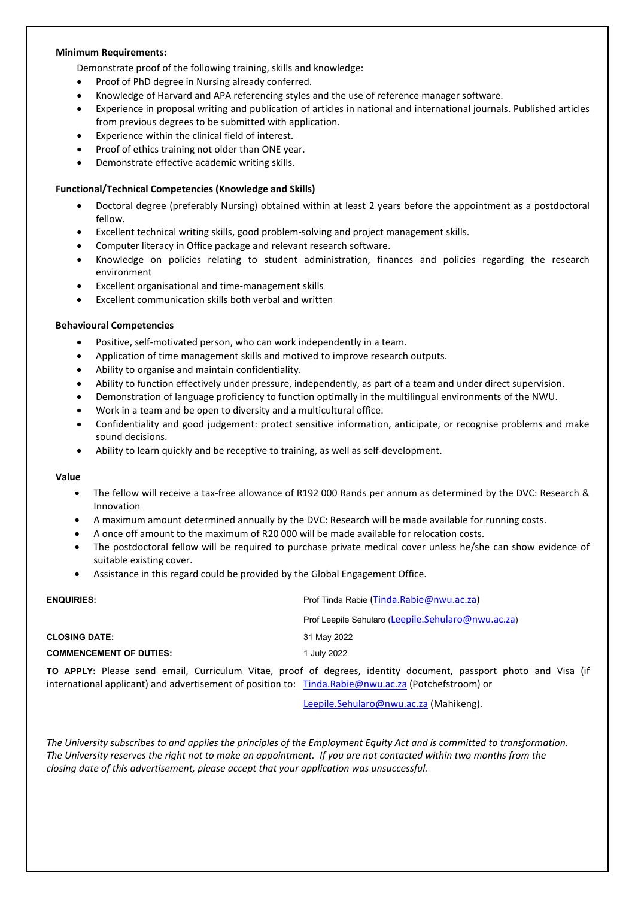**Minimum Requirements:**

Demonstrate proof of the following training, skills and knowledge:

- Proof of PhD degree in Nursing already conferred.
- Knowledge of Harvard and APA referencing styles and the use of reference manager software.
- Experience in proposal writing and publication of articles in national and international journals. Published articles from previous degrees to be submitted with application.
- Experience within the clinical field of interest.
- Proof of ethics training not older than ONE year.
- Demonstrate effective academic writing skills.

**Functional/Technical Competencies (Knowledge and Skills)**

- Doctoral degree (preferably Nursing) obtained within at least 2 years before the appointment as a postdoctoral fellow.
- Excellent technical writing skills, good problem-solving and project management skills.
- Computer literacy in Office package and relevant research software.
- Knowledge on policies relating to student administration, finances and policies regarding the research environment
- Excellent organisational and time-management skills
- Excellent communication skills both verbal and written

**Behavioural Competencies**

- Positive, self-motivated person, who can work independently in a team.
- Application of time management skills and motived to improve research outputs.
- Ability to organise and maintain confidentiality.
- Ability to function effectively under pressure, independently, as part of a team and under direct supervision.
- Demonstration of language proficiency to function optimally in the multilingual environments of the NWU.
- Work in a team and be open to diversity and a multicultural office.
- Confidentiality and good judgement: protect sensitive information, anticipate, or recognise problems and make sound decisions.
- Ability to learn quickly and be receptive to training, as well as self-development.

**Value**

- The fellow will receive a tax-free allowance of R192 000 Rands per annum as determined by the DVC: Research & Innovation
- A maximum amount determined annually by the DVC: Research will be made available for running costs.
- A once off amount to the maximum of R20 000 will be made available for relocation costs.
- The postdoctoral fellow will be required to purchase private medical cover unless he/she can show evidence of suitable existing cover.
- Assistance in this regard could be provided by the Global Engagement Office.

**ENQUIRIES:** Prof Tinda Rabie (Tinda.Rabie@nwu.ac.za)

Prof Leepile Sehularo (Leepile.Sehularo@nwu.ac.za)

**CLOSING DATE:** 31 May 2022

**COMMENCEMENT OF DUTIES:** 1 July 2022

**TO APPLY:** Please send email, Curriculum Vitae, proof of degrees, identity document, passport photo and Visa (if international applicant) and advertisement of position to: Tinda.Rabie@nwu.ac.za (Potchefstroom) or

Leepile.Sehularo@nwu.ac.za (Mahikeng).

*The University subscribes to and applies the principles of the Employment Equity Act and is committed to transformation. The University reserves the right not to make an appointment. If you are not contacted within two months from the closing date of this advertisement, please accept that your application was unsuccessful.*